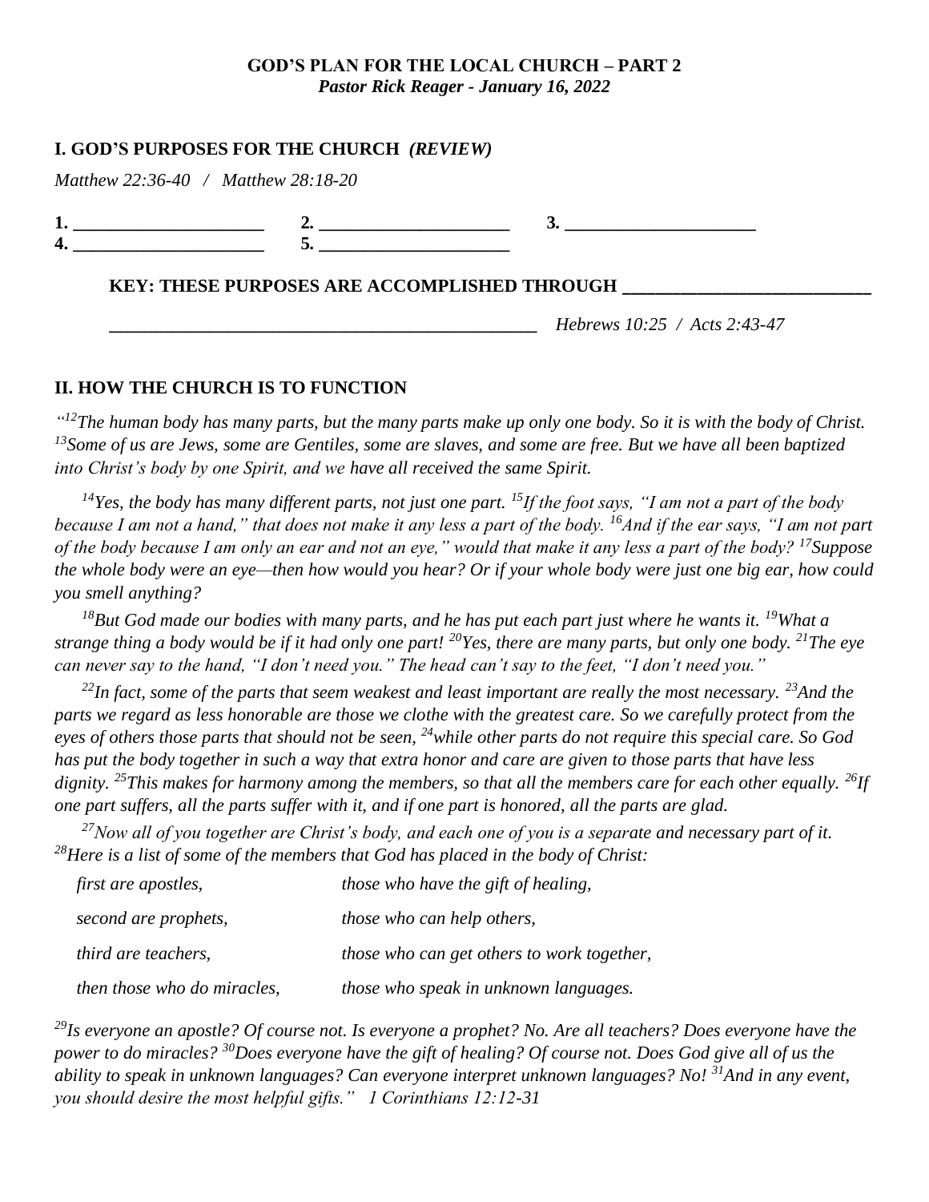**GOD'S PLAN FOR THE LOCAL CHURCH – PART 2**
***Pastor Rick Reager - January 16, 2022***

## I. GOD'S PURPOSES FOR THE CHURCH *(REVIEW)*

*Matthew 22:36-40 / Matthew 28:18-20*

**1.** ____________________ **2.** ____________________ **3.** ____________________
**4.** ____________________ **5.** ____________________

**KEY: THESE PURPOSES ARE ACCOMPLISHED THROUGH** ________________________

______________________________________________ *Hebrews 10:25 / Acts 2:43-47*

## II. HOW THE CHURCH IS TO FUNCTION

*"[12]The human body has many parts, but the many parts make up only one body. So it is with the body of Christ. [13]Some of us are Jews, some are Gentiles, some are slaves, and some are free. But we have all been baptized into Christ's body by one Spirit, and we have all received the same Spirit.*

*[14]Yes, the body has many different parts, not just one part. [15]If the foot says, "I am not a part of the body because I am not a hand," that does not make it any less a part of the body. [16]And if the ear says, "I am not part of the body because I am only an ear and not an eye," would that make it any less a part of the body? [17]Suppose the whole body were an eye—then how would you hear? Or if your whole body were just one big ear, how could you smell anything?*

*[18]But God made our bodies with many parts, and he has put each part just where he wants it. [19]What a strange thing a body would be if it had only one part! [20]Yes, there are many parts, but only one body. [21]The eye can never say to the hand, "I don't need you." The head can't say to the feet, "I don't need you."*

*[22]In fact, some of the parts that seem weakest and least important are really the most necessary. [23]And the parts we regard as less honorable are those we clothe with the greatest care. So we carefully protect from the eyes of others those parts that should not be seen, [24]while other parts do not require this special care. So God has put the body together in such a way that extra honor and care are given to those parts that have less dignity. [25]This makes for harmony among the members, so that all the members care for each other equally. [26]If one part suffers, all the parts suffer with it, and if one part is honored, all the parts are glad.*

*[27]Now all of you together are Christ's body, and each one of you is a separate and necessary part of it. [28]Here is a list of some of the members that God has placed in the body of Christ:*

*first are apostles,*
*second are prophets,*
*third are teachers,*
*then those who do miracles,*
*those who have the gift of healing,*
*those who can help others,*
*those who can get others to work together,*
*those who speak in unknown languages.*

*[29]Is everyone an apostle? Of course not. Is everyone a prophet? No. Are all teachers? Does everyone have the power to do miracles? [30]Does everyone have the gift of healing? Of course not. Does God give all of us the ability to speak in unknown languages? Can everyone interpret unknown languages? No! [31]And in any event, you should desire the most helpful gifts." 1 Corinthians 12:12-31*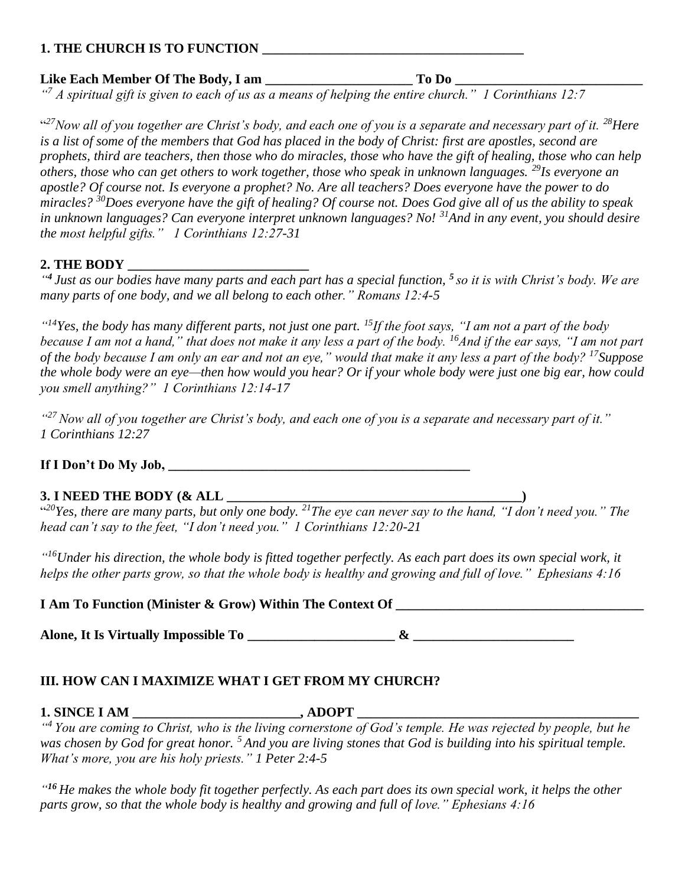**1. THE CHURCH IS TO FUNCTION ________________________________________**

**Like Each Member Of The Body, I am ______________________ To Do ____________________________**

*"[7] A spiritual gift is given to each of us as a means of helping the entire church." 1 Corinthians 12:7*

*"[27]Now all of you together are Christ's body, and each one of you is a separate and necessary part of it. [28]Here is a list of some of the members that God has placed in the body of Christ: first are apostles, second are prophets, third are teachers, then those who do miracles, those who have the gift of healing, those who can help others, those who can get others to work together, those who speak in unknown languages. [29]Is everyone an apostle? Of course not. Is everyone a prophet? No. Are all teachers? Does everyone have the power to do miracles? [30]Does everyone have the gift of healing? Of course not. Does God give all of us the ability to speak in unknown languages? Can everyone interpret unknown languages? No! [31]And in any event, you should desire the most helpful gifts." 1 Corinthians 12:27-31*

**2. THE BODY ____________________________**

*"[4] Just as our bodies have many parts and each part has a special function, [5] so it is with Christ's body. We are many parts of one body, and we all belong to each other." Romans 12:4-5*

*"[14]Yes, the body has many different parts, not just one part. [15]If the foot says, "I am not a part of the body because I am not a hand," that does not make it any less a part of the body. [16]And if the ear says, "I am not part of the body because I am only an ear and not an eye," would that make it any less a part of the body? [17]Suppose the whole body were an eye—then how would you hear? Or if your whole body were just one big ear, how could you smell anything?" 1 Corinthians 12:14-17*

*"[27] Now all of you together are Christ's body, and each one of you is a separate and necessary part of it." 1 Corinthians 12:27*

**If I Don't Do My Job, ________________________________________________**

**3. I NEED THE BODY (& ALL ____________________________________________)**

*"[20]Yes, there are many parts, but only one body. [21]The eye can never say to the hand, "I don't need you." The head can't say to the feet, "I don't need you." 1 Corinthians 12:20-21*

*"[16]Under his direction, the whole body is fitted together perfectly. As each part does its own special work, it helps the other parts grow, so that the whole body is healthy and growing and full of love." Ephesians 4:16*

**I Am To Function (Minister & Grow) Within The Context Of _____________________________________**

**Alone, It Is Virtually Impossible To ______________________ & ________________________**

**III. HOW CAN I MAXIMIZE WHAT I GET FROM MY CHURCH?**

**1. SINCE I AM _________________________, ADOPT ___________________________________________**

*"[4] You are coming to Christ, who is the living cornerstone of God's temple. He was rejected by people, but he was chosen by God for great honor. [5] And you are living stones that God is building into his spiritual temple. What's more, you are his holy priests." 1 Peter 2:4-5*

*"[16] He makes the whole body fit together perfectly. As each part does its own special work, it helps the other parts grow, so that the whole body is healthy and growing and full of love." Ephesians 4:16*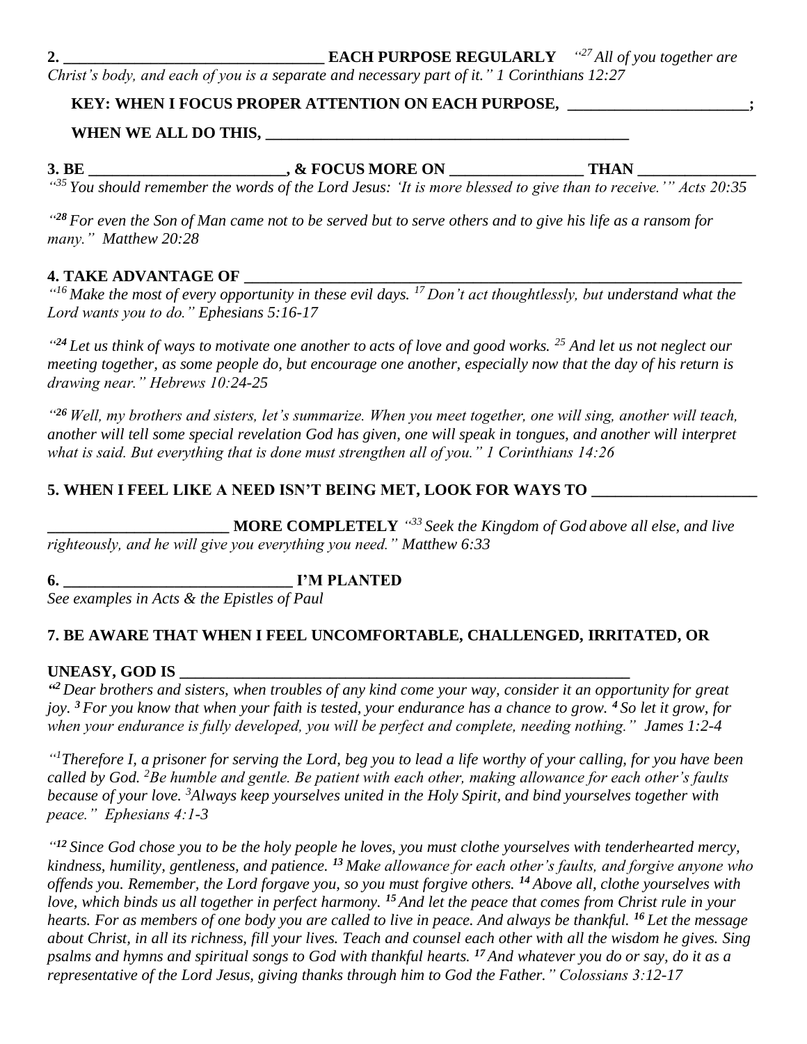**2. ________________________________ EACH PURPOSE REGULARLY** *"[27] All of you together are Christ's body, and each of you is a separate and necessary part of it." 1 Corinthians 12:27*

**KEY: WHEN I FOCUS PROPER ATTENTION ON EACH PURPOSE, ______________________;**

**WHEN WE ALL DO THIS, ______________________________________________**

**3. BE ________________________, & FOCUS MORE ON ________________ THAN _______________**

*"[35] You should remember the words of the Lord Jesus: 'It is more blessed to give than to receive.'" Acts 20:35*

*"[28] For even the Son of Man came not to be served but to serve others and to give his life as a ransom for many." Matthew 20:28*

**4. TAKE ADVANTAGE OF _______________________________________________________________**

*"[16] Make the most of every opportunity in these evil days. [17] Don't act thoughtlessly, but understand what the Lord wants you to do." Ephesians 5:16-17*

*"[24] Let us think of ways to motivate one another to acts of love and good works. [25] And let us not neglect our meeting together, as some people do, but encourage one another, especially now that the day of his return is drawing near." Hebrews 10:24-25*

*"[26] Well, my brothers and sisters, let's summarize. When you meet together, one will sing, another will teach, another will tell some special revelation God has given, one will speak in tongues, and another will interpret what is said. But everything that is done must strengthen all of you." 1 Corinthians 14:26*

**5. WHEN I FEEL LIKE A NEED ISN'T BEING MET, LOOK FOR WAYS TO ____________________**

**______________________ MORE COMPLETELY** *"[33] Seek the Kingdom of God above all else, and live righteously, and he will give you everything you need." Matthew 6:33*

**6. _____________________________ I'M PLANTED**

*See examples in Acts & the Epistles of Paul*

**7. BE AWARE THAT WHEN I FEEL UNCOMFORTABLE, CHALLENGED, IRRITATED, OR UNEASY, GOD IS _________________________________________________________**

*"[2] Dear brothers and sisters, when troubles of any kind come your way, consider it an opportunity for great joy. [3] For you know that when your faith is tested, your endurance has a chance to grow. [4] So let it grow, for when your endurance is fully developed, you will be perfect and complete, needing nothing." James 1:2-4*

*"[1] Therefore I, a prisoner for serving the Lord, beg you to lead a life worthy of your calling, for you have been called by God. [2] Be humble and gentle. Be patient with each other, making allowance for each other's faults because of your love. [3] Always keep yourselves united in the Holy Spirit, and bind yourselves together with peace." Ephesians 4:1-3*

*"[12] Since God chose you to be the holy people he loves, you must clothe yourselves with tenderhearted mercy, kindness, humility, gentleness, and patience. [13] Make allowance for each other's faults, and forgive anyone who offends you. Remember, the Lord forgave you, so you must forgive others. [14] Above all, clothe yourselves with love, which binds us all together in perfect harmony. [15] And let the peace that comes from Christ rule in your hearts. For as members of one body you are called to live in peace. And always be thankful. [16] Let the message about Christ, in all its richness, fill your lives. Teach and counsel each other with all the wisdom he gives. Sing psalms and hymns and spiritual songs to God with thankful hearts. [17] And whatever you do or say, do it as a representative of the Lord Jesus, giving thanks through him to God the Father." Colossians 3:12-17*